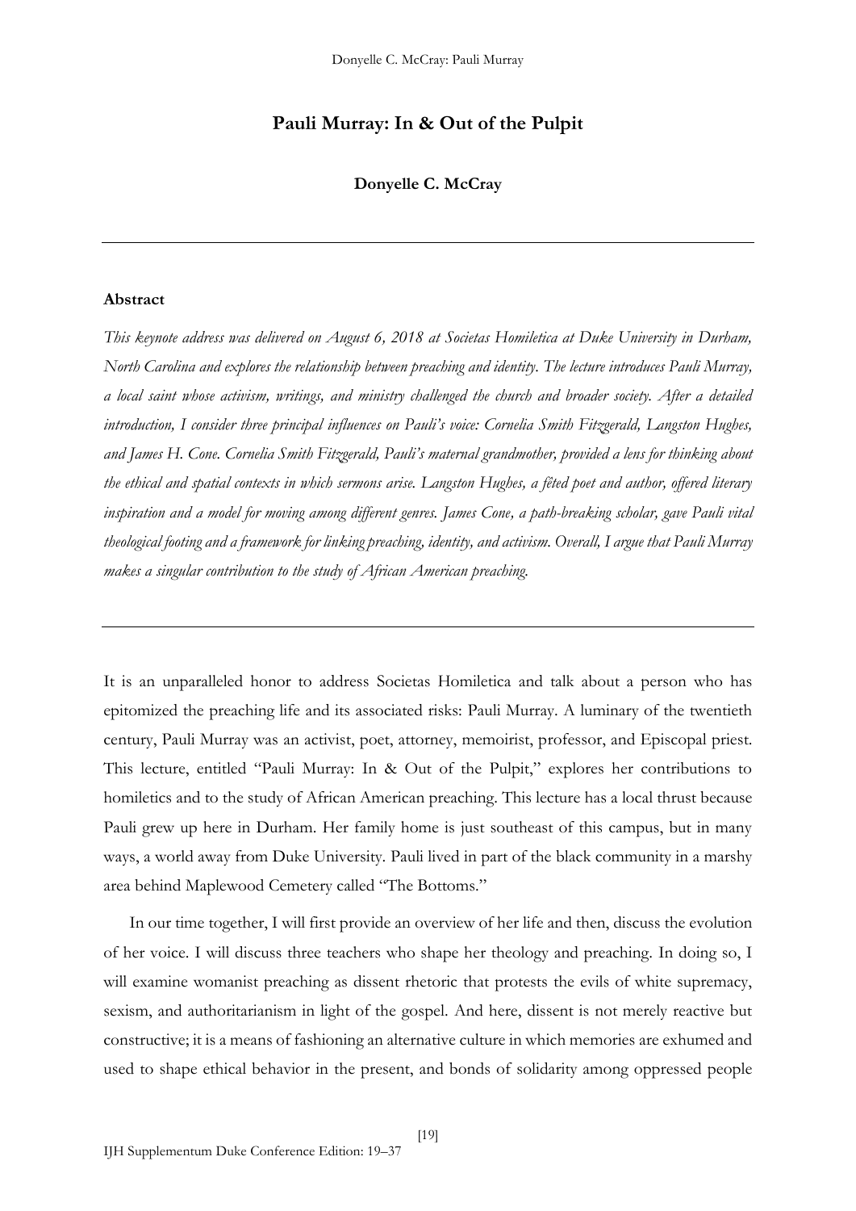# Pauli Murray: In & Out of the Pulpit

**Donyelle C. McCray**

---

### Abstract

*This keynote address was delivered on August 6, 2018 at Societas Homiletica at Duke University in Durham, North Carolina and explores the relationship between preaching and identity. The lecture introduces Pauli Murray, a local saint whose activism, writings, and ministry challenged the church and broader society. After a detailed introduction, I consider three principal influences on Pauli's voice: Cornelia Smith Fitzgerald, Langston Hughes, and James H. Cone. Cornelia Smith Fitzgerald, Pauli's maternal grandmother, provided a lens for thinking about the ethical and spatial contexts in which sermons arise. Langston Hughes, a fêted poet and author, offered literary inspiration and a model for moving among different genres. James Cone, a path-breaking scholar, gave Pauli vital theological footing and a framework for linking preaching, identity, and activism. Overall, I argue that Pauli Murray makes a singular contribution to the study of African American preaching.*

---

It is an unparalleled honor to address Societas Homiletica and talk about a person who has epitomized the preaching life and its associated risks: Pauli Murray. A luminary of the twentieth century, Pauli Murray was an activist, poet, attorney, memoirist, professor, and Episcopal priest. This lecture, entitled "Pauli Murray: In & Out of the Pulpit," explores her contributions to homiletics and to the study of African American preaching. This lecture has a local thrust because Pauli grew up here in Durham. Her family home is just southeast of this campus, but in many ways, a world away from Duke University. Pauli lived in part of the black community in a marshy area behind Maplewood Cemetery called "The Bottoms."

In our time together, I will first provide an overview of her life and then, discuss the evolution of her voice. I will discuss three teachers who shape her theology and preaching. In doing so, I will examine womanist preaching as dissent rhetoric that protests the evils of white supremacy, sexism, and authoritarianism in light of the gospel. And here, dissent is not merely reactive but constructive; it is a means of fashioning an alternative culture in which memories are exhumed and used to shape ethical behavior in the present, and bonds of solidarity among oppressed people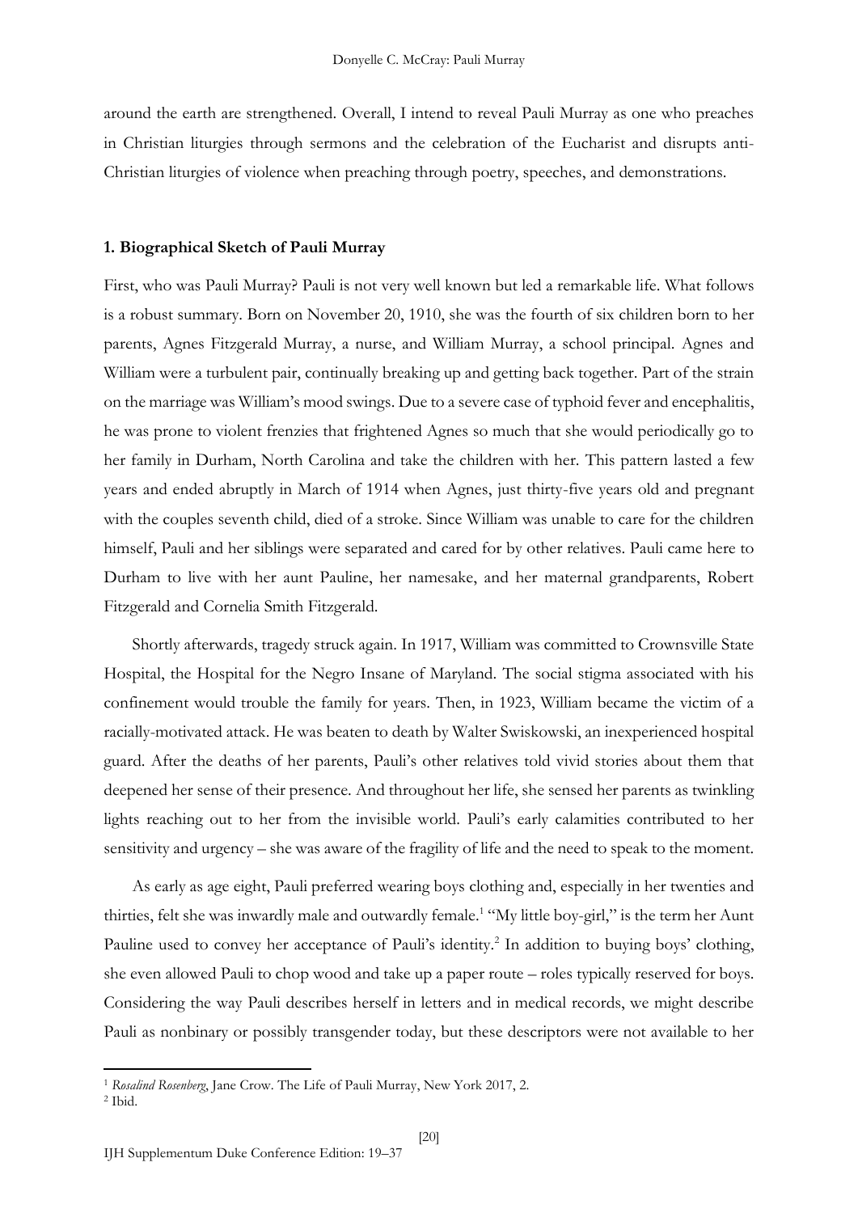around the earth are strengthened. Overall, I intend to reveal Pauli Murray as one who preaches in Christian liturgies through sermons and the celebration of the Eucharist and disrupts anti-Christian liturgies of violence when preaching through poetry, speeches, and demonstrations.

## 1. Biographical Sketch of Pauli Murray

First, who was Pauli Murray? Pauli is not very well known but led a remarkable life. What follows is a robust summary. Born on November 20, 1910, she was the fourth of six children born to her parents, Agnes Fitzgerald Murray, a nurse, and William Murray, a school principal. Agnes and William were a turbulent pair, continually breaking up and getting back together. Part of the strain on the marriage was William's mood swings. Due to a severe case of typhoid fever and encephalitis, he was prone to violent frenzies that frightened Agnes so much that she would periodically go to her family in Durham, North Carolina and take the children with her. This pattern lasted a few years and ended abruptly in March of 1914 when Agnes, just thirty-five years old and pregnant with the couples seventh child, died of a stroke. Since William was unable to care for the children himself, Pauli and her siblings were separated and cared for by other relatives. Pauli came here to Durham to live with her aunt Pauline, her namesake, and her maternal grandparents, Robert Fitzgerald and Cornelia Smith Fitzgerald.

Shortly afterwards, tragedy struck again. In 1917, William was committed to Crownsville State Hospital, the Hospital for the Negro Insane of Maryland. The social stigma associated with his confinement would trouble the family for years. Then, in 1923, William became the victim of a racially-motivated attack. He was beaten to death by Walter Swiskowski, an inexperienced hospital guard. After the deaths of her parents, Pauli's other relatives told vivid stories about them that deepened her sense of their presence. And throughout her life, she sensed her parents as twinkling lights reaching out to her from the invisible world. Pauli's early calamities contributed to her sensitivity and urgency – she was aware of the fragility of life and the need to speak to the moment.

As early as age eight, Pauli preferred wearing boys clothing and, especially in her twenties and thirties, felt she was inwardly male and outwardly female.[1] "My little boy-girl," is the term her Aunt Pauline used to convey her acceptance of Pauli's identity.[2] In addition to buying boys' clothing, she even allowed Pauli to chop wood and take up a paper route – roles typically reserved for boys. Considering the way Pauli describes herself in letters and in medical records, we might describe Pauli as nonbinary or possibly transgender today, but these descriptors were not available to her

---

[1] *Rosalind Rosenberg*, Jane Crow. The Life of Pauli Murray, New York 2017, 2.

[2] Ibid.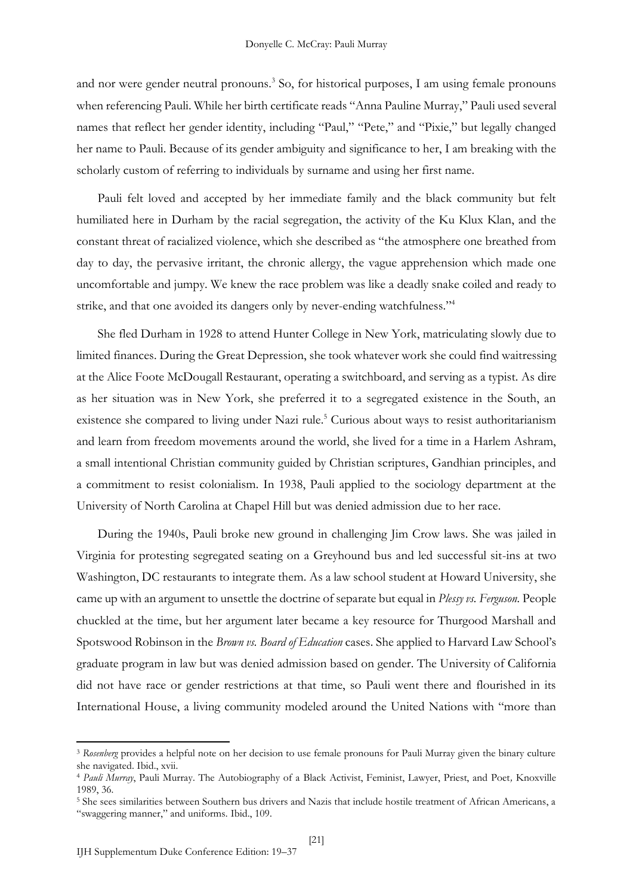and nor were gender neutral pronouns.[3] So, for historical purposes, I am using female pronouns when referencing Pauli. While her birth certificate reads "Anna Pauline Murray," Pauli used several names that reflect her gender identity, including "Paul," "Pete," and "Pixie," but legally changed her name to Pauli. Because of its gender ambiguity and significance to her, I am breaking with the scholarly custom of referring to individuals by surname and using her first name.

Pauli felt loved and accepted by her immediate family and the black community but felt humiliated here in Durham by the racial segregation, the activity of the Ku Klux Klan, and the constant threat of racialized violence, which she described as "the atmosphere one breathed from day to day, the pervasive irritant, the chronic allergy, the vague apprehension which made one uncomfortable and jumpy. We knew the race problem was like a deadly snake coiled and ready to strike, and that one avoided its dangers only by never-ending watchfulness."[4]

She fled Durham in 1928 to attend Hunter College in New York, matriculating slowly due to limited finances. During the Great Depression, she took whatever work she could find waitressing at the Alice Foote McDougall Restaurant, operating a switchboard, and serving as a typist. As dire as her situation was in New York, she preferred it to a segregated existence in the South, an existence she compared to living under Nazi rule.[5] Curious about ways to resist authoritarianism and learn from freedom movements around the world, she lived for a time in a Harlem Ashram, a small intentional Christian community guided by Christian scriptures, Gandhian principles, and a commitment to resist colonialism. In 1938, Pauli applied to the sociology department at the University of North Carolina at Chapel Hill but was denied admission due to her race.

During the 1940s, Pauli broke new ground in challenging Jim Crow laws. She was jailed in Virginia for protesting segregated seating on a Greyhound bus and led successful sit-ins at two Washington, DC restaurants to integrate them. As a law school student at Howard University, she came up with an argument to unsettle the doctrine of separate but equal in *Plessy vs. Ferguson*. People chuckled at the time, but her argument later became a key resource for Thurgood Marshall and Spotswood Robinson in the *Brown vs. Board of Education* cases. She applied to Harvard Law School's graduate program in law but was denied admission based on gender. The University of California did not have race or gender restrictions at that time, so Pauli went there and flourished in its International House, a living community modeled around the United Nations with "more than

---

[3] *Rosenberg* provides a helpful note on her decision to use female pronouns for Pauli Murray given the binary culture she navigated. Ibid., xvii.

[4] *Pauli Murray*, Pauli Murray. The Autobiography of a Black Activist, Feminist, Lawyer, Priest, and Poet*,* Knoxville 1989, 36.

[5] She sees similarities between Southern bus drivers and Nazis that include hostile treatment of African Americans, a "swaggering manner," and uniforms. Ibid., 109.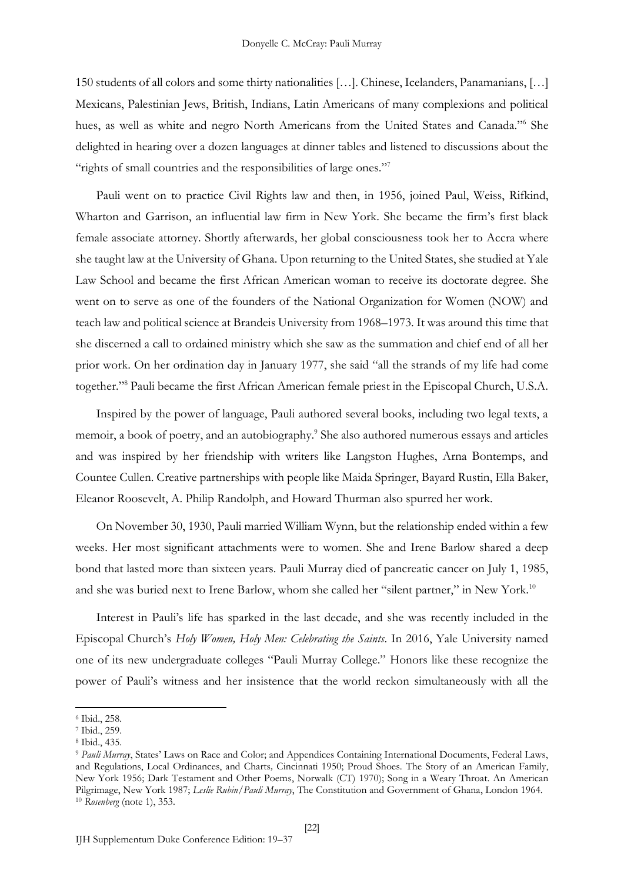150 students of all colors and some thirty nationalities […]. Chinese, Icelanders, Panamanians, […] Mexicans, Palestinian Jews, British, Indians, Latin Americans of many complexions and political hues, as well as white and negro North Americans from the United States and Canada."[6] She delighted in hearing over a dozen languages at dinner tables and listened to discussions about the "rights of small countries and the responsibilities of large ones."[7]

Pauli went on to practice Civil Rights law and then, in 1956, joined Paul, Weiss, Rifkind, Wharton and Garrison, an influential law firm in New York. She became the firm's first black female associate attorney. Shortly afterwards, her global consciousness took her to Accra where she taught law at the University of Ghana. Upon returning to the United States, she studied at Yale Law School and became the first African American woman to receive its doctorate degree. She went on to serve as one of the founders of the National Organization for Women (NOW) and teach law and political science at Brandeis University from 1968–1973. It was around this time that she discerned a call to ordained ministry which she saw as the summation and chief end of all her prior work. On her ordination day in January 1977, she said "all the strands of my life had come together."[8] Pauli became the first African American female priest in the Episcopal Church, U.S.A.

Inspired by the power of language, Pauli authored several books, including two legal texts, a memoir, a book of poetry, and an autobiography.[9] She also authored numerous essays and articles and was inspired by her friendship with writers like Langston Hughes, Arna Bontemps, and Countee Cullen. Creative partnerships with people like Maida Springer, Bayard Rustin, Ella Baker, Eleanor Roosevelt, A. Philip Randolph, and Howard Thurman also spurred her work.

On November 30, 1930, Pauli married William Wynn, but the relationship ended within a few weeks. Her most significant attachments were to women. She and Irene Barlow shared a deep bond that lasted more than sixteen years. Pauli Murray died of pancreatic cancer on July 1, 1985, and she was buried next to Irene Barlow, whom she called her "silent partner," in New York.[10]

Interest in Pauli's life has sparked in the last decade, and she was recently included in the Episcopal Church's *Holy Women, Holy Men: Celebrating the Saints*. In 2016, Yale University named one of its new undergraduate colleges "Pauli Murray College." Honors like these recognize the power of Pauli's witness and her insistence that the world reckon simultaneously with all the

---

[6] Ibid., 258.

[7] Ibid., 259.

[8] Ibid., 435.

[9] *Pauli Murray*, States' Laws on Race and Color; and Appendices Containing International Documents, Federal Laws, and Regulations, Local Ordinances, and Charts, Cincinnati 1950; Proud Shoes. The Story of an American Family, New York 1956; Dark Testament and Other Poems, Norwalk (CT) 1970); Song in a Weary Throat. An American Pilgrimage, New York 1987; *Leslie Rubin/Pauli Murray*, The Constitution and Government of Ghana, London 1964.

[10] *Rosenberg* (note 1), 353.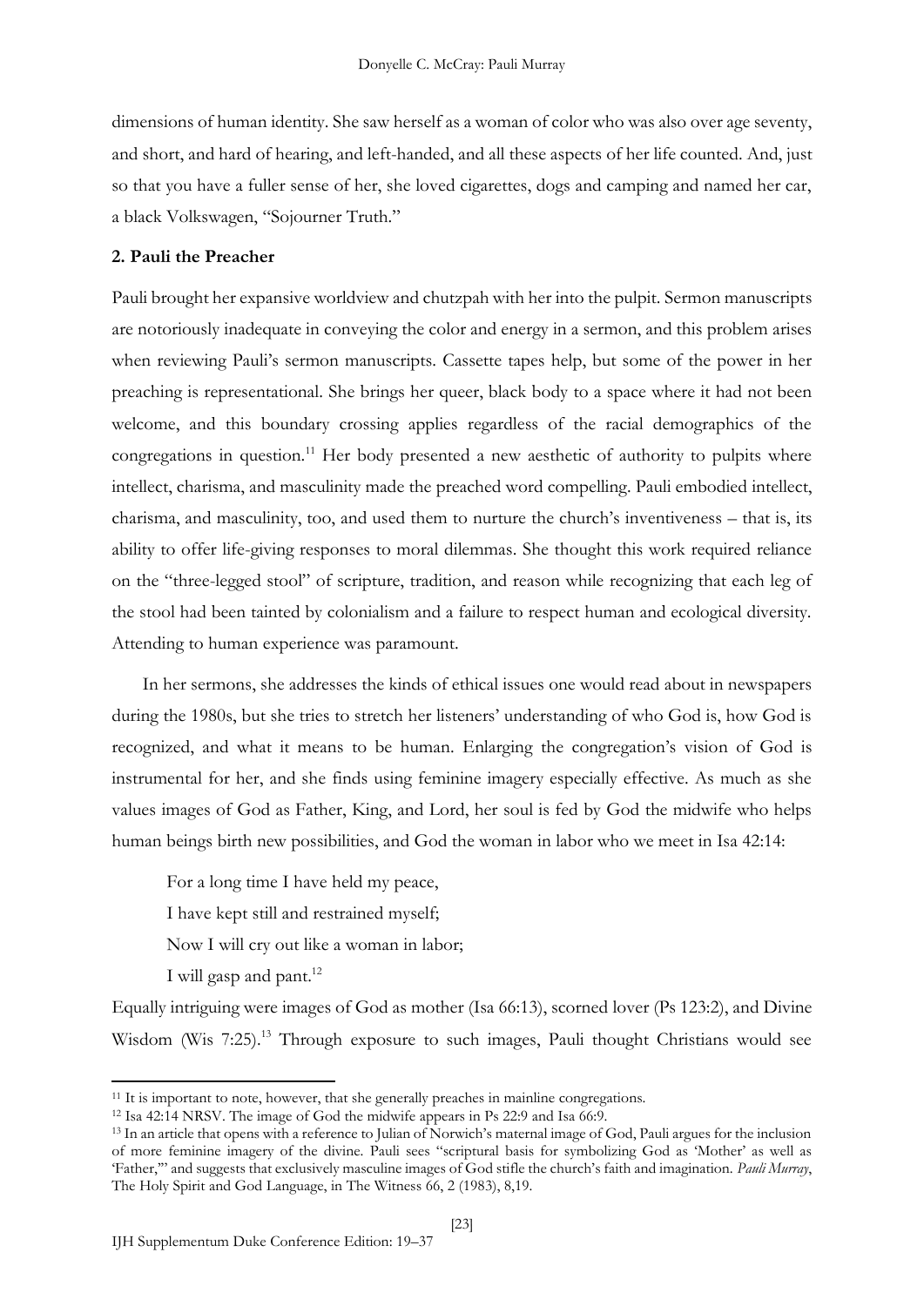dimensions of human identity. She saw herself as a woman of color who was also over age seventy, and short, and hard of hearing, and left-handed, and all these aspects of her life counted. And, just so that you have a fuller sense of her, she loved cigarettes, dogs and camping and named her car, a black Volkswagen, "Sojourner Truth."

## 2. Pauli the Preacher

Pauli brought her expansive worldview and chutzpah with her into the pulpit. Sermon manuscripts are notoriously inadequate in conveying the color and energy in a sermon, and this problem arises when reviewing Pauli's sermon manuscripts. Cassette tapes help, but some of the power in her preaching is representational. She brings her queer, black body to a space where it had not been welcome, and this boundary crossing applies regardless of the racial demographics of the congregations in question.[11] Her body presented a new aesthetic of authority to pulpits where intellect, charisma, and masculinity made the preached word compelling. Pauli embodied intellect, charisma, and masculinity, too, and used them to nurture the church's inventiveness – that is, its ability to offer life-giving responses to moral dilemmas. She thought this work required reliance on the "three-legged stool" of scripture, tradition, and reason while recognizing that each leg of the stool had been tainted by colonialism and a failure to respect human and ecological diversity. Attending to human experience was paramount.

In her sermons, she addresses the kinds of ethical issues one would read about in newspapers during the 1980s, but she tries to stretch her listeners' understanding of who God is, how God is recognized, and what it means to be human. Enlarging the congregation's vision of God is instrumental for her, and she finds using feminine imagery especially effective. As much as she values images of God as Father, King, and Lord, her soul is fed by God the midwife who helps human beings birth new possibilities, and God the woman in labor who we meet in Isa 42:14:

> For a long time I have held my peace,
> I have kept still and restrained myself;
> Now I will cry out like a woman in labor;
> I will gasp and pant.[12]

Equally intriguing were images of God as mother (Isa 66:13), scorned lover (Ps 123:2), and Divine Wisdom (Wis 7:25).[13] Through exposure to such images, Pauli thought Christians would see

---

[11] It is important to note, however, that she generally preaches in mainline congregations.

[12] Isa 42:14 NRSV. The image of God the midwife appears in Ps 22:9 and Isa 66:9.

[13] In an article that opens with a reference to Julian of Norwich's maternal image of God, Pauli argues for the inclusion of more feminine imagery of the divine. Pauli sees "scriptural basis for symbolizing God as 'Mother' as well as 'Father,'" and suggests that exclusively masculine images of God stifle the church's faith and imagination. *Pauli Murray*, The Holy Spirit and God Language, in The Witness 66, 2 (1983), 8,19.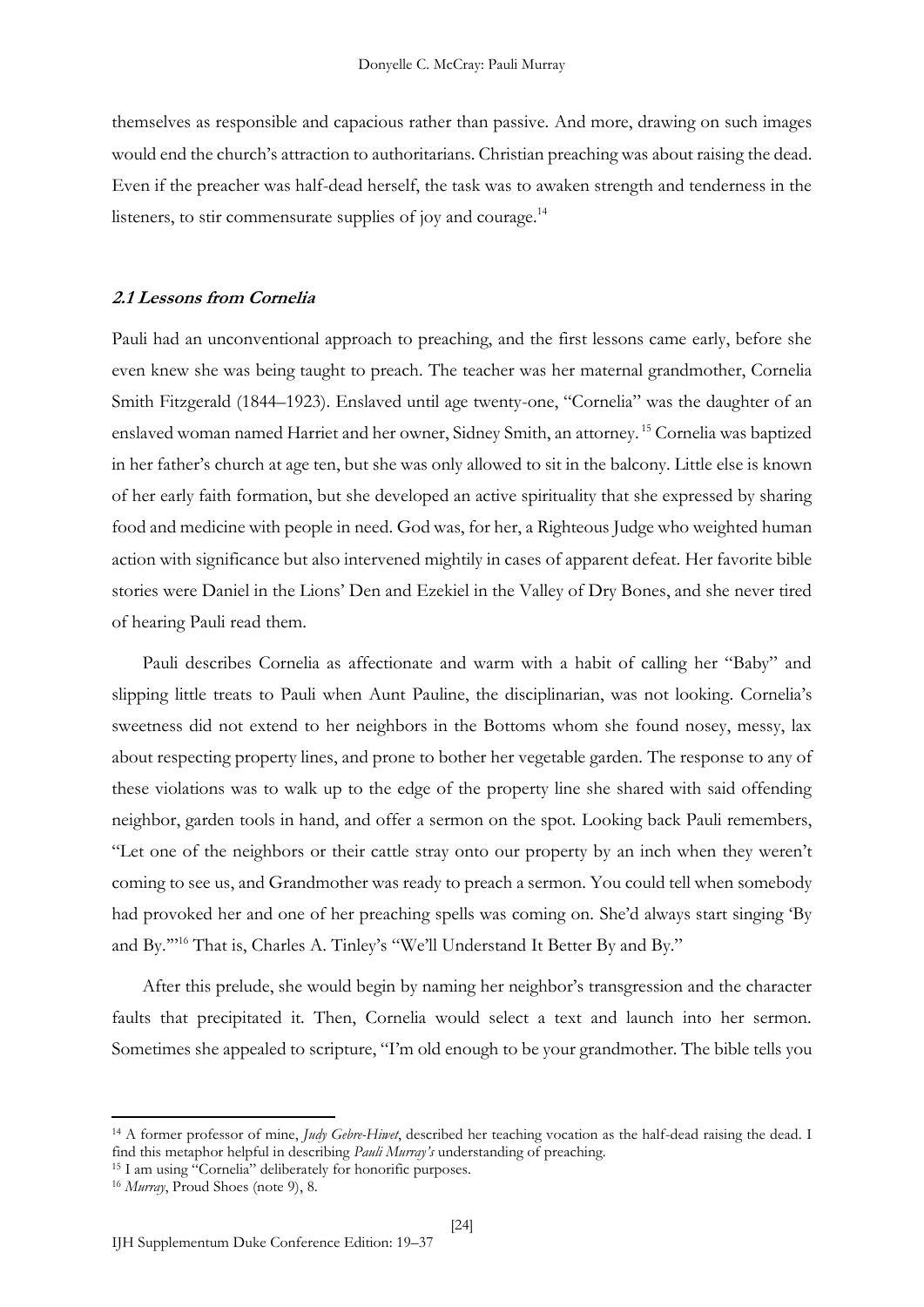themselves as responsible and capacious rather than passive. And more, drawing on such images would end the church's attraction to authoritarians. Christian preaching was about raising the dead. Even if the preacher was half-dead herself, the task was to awaken strength and tenderness in the listeners, to stir commensurate supplies of joy and courage.[14]

### *2.1 Lessons from Cornelia*

Pauli had an unconventional approach to preaching, and the first lessons came early, before she even knew she was being taught to preach. The teacher was her maternal grandmother, Cornelia Smith Fitzgerald (1844–1923). Enslaved until age twenty-one, "Cornelia" was the daughter of an enslaved woman named Harriet and her owner, Sidney Smith, an attorney.[15] Cornelia was baptized in her father's church at age ten, but she was only allowed to sit in the balcony. Little else is known of her early faith formation, but she developed an active spirituality that she expressed by sharing food and medicine with people in need. God was, for her, a Righteous Judge who weighted human action with significance but also intervened mightily in cases of apparent defeat. Her favorite bible stories were Daniel in the Lions' Den and Ezekiel in the Valley of Dry Bones, and she never tired of hearing Pauli read them.

Pauli describes Cornelia as affectionate and warm with a habit of calling her "Baby" and slipping little treats to Pauli when Aunt Pauline, the disciplinarian, was not looking. Cornelia's sweetness did not extend to her neighbors in the Bottoms whom she found nosey, messy, lax about respecting property lines, and prone to bother her vegetable garden. The response to any of these violations was to walk up to the edge of the property line she shared with said offending neighbor, garden tools in hand, and offer a sermon on the spot. Looking back Pauli remembers, "Let one of the neighbors or their cattle stray onto our property by an inch when they weren't coming to see us, and Grandmother was ready to preach a sermon. You could tell when somebody had provoked her and one of her preaching spells was coming on. She'd always start singing 'By and By.'"[16] That is, Charles A. Tinley's "We'll Understand It Better By and By."

After this prelude, she would begin by naming her neighbor's transgression and the character faults that precipitated it. Then, Cornelia would select a text and launch into her sermon. Sometimes she appealed to scripture, "I'm old enough to be your grandmother. The bible tells you

---

[14] A former professor of mine, *Judy Gebre-Hiwet*, described her teaching vocation as the half-dead raising the dead. I find this metaphor helpful in describing *Pauli Murray's* understanding of preaching.

[15] I am using "Cornelia" deliberately for honorific purposes.

[16] *Murray*, Proud Shoes (note 9), 8.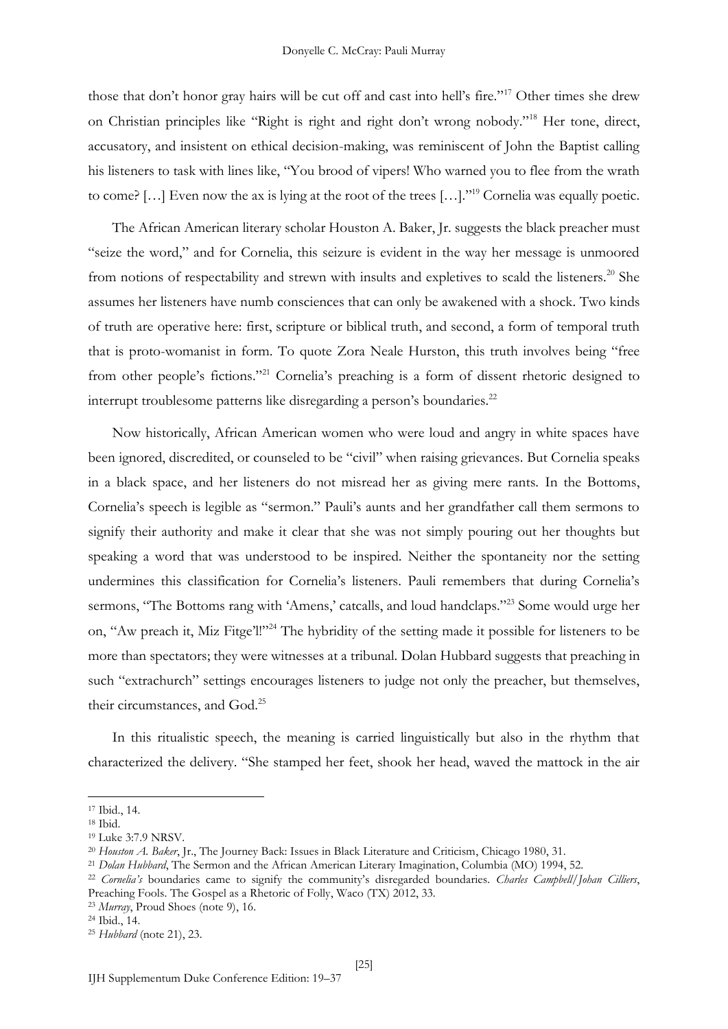those that don't honor gray hairs will be cut off and cast into hell's fire."[17] Other times she drew on Christian principles like "Right is right and right don't wrong nobody."[18] Her tone, direct, accusatory, and insistent on ethical decision-making, was reminiscent of John the Baptist calling his listeners to task with lines like, "You brood of vipers! Who warned you to flee from the wrath to come? […] Even now the ax is lying at the root of the trees […]."[19] Cornelia was equally poetic.

The African American literary scholar Houston A. Baker, Jr. suggests the black preacher must "seize the word," and for Cornelia, this seizure is evident in the way her message is unmoored from notions of respectability and strewn with insults and expletives to scald the listeners.[20] She assumes her listeners have numb consciences that can only be awakened with a shock. Two kinds of truth are operative here: first, scripture or biblical truth, and second, a form of temporal truth that is proto-womanist in form. To quote Zora Neale Hurston, this truth involves being "free from other people's fictions."[21] Cornelia's preaching is a form of dissent rhetoric designed to interrupt troublesome patterns like disregarding a person's boundaries.[22]

Now historically, African American women who were loud and angry in white spaces have been ignored, discredited, or counseled to be "civil" when raising grievances. But Cornelia speaks in a black space, and her listeners do not misread her as giving mere rants. In the Bottoms, Cornelia's speech is legible as "sermon." Pauli's aunts and her grandfather call them sermons to signify their authority and make it clear that she was not simply pouring out her thoughts but speaking a word that was understood to be inspired. Neither the spontaneity nor the setting undermines this classification for Cornelia's listeners. Pauli remembers that during Cornelia's sermons, "The Bottoms rang with 'Amens,' catcalls, and loud handclaps."[23] Some would urge her on, "Aw preach it, Miz Fitge'l!"[24] The hybridity of the setting made it possible for listeners to be more than spectators; they were witnesses at a tribunal. Dolan Hubbard suggests that preaching in such "extrachurch" settings encourages listeners to judge not only the preacher, but themselves, their circumstances, and God.[25]

In this ritualistic speech, the meaning is carried linguistically but also in the rhythm that characterized the delivery. "She stamped her feet, shook her head, waved the mattock in the air

---

[17] Ibid., 14.

[18] Ibid.

[19] Luke 3:7.9 NRSV.

[20] *Houston A. Baker*, Jr., The Journey Back: Issues in Black Literature and Criticism, Chicago 1980, 31.

[21] *Dolan Hubbard*, The Sermon and the African American Literary Imagination, Columbia (MO) 1994, 52.

[22] *Cornelia's* boundaries came to signify the community's disregarded boundaries. *Charles Campbell/Johan Cilliers*, Preaching Fools. The Gospel as a Rhetoric of Folly, Waco (TX) 2012, 33.

[23] *Murray*, Proud Shoes (note 9), 16.

[24] Ibid., 14.

[25] *Hubbard* (note 21), 23.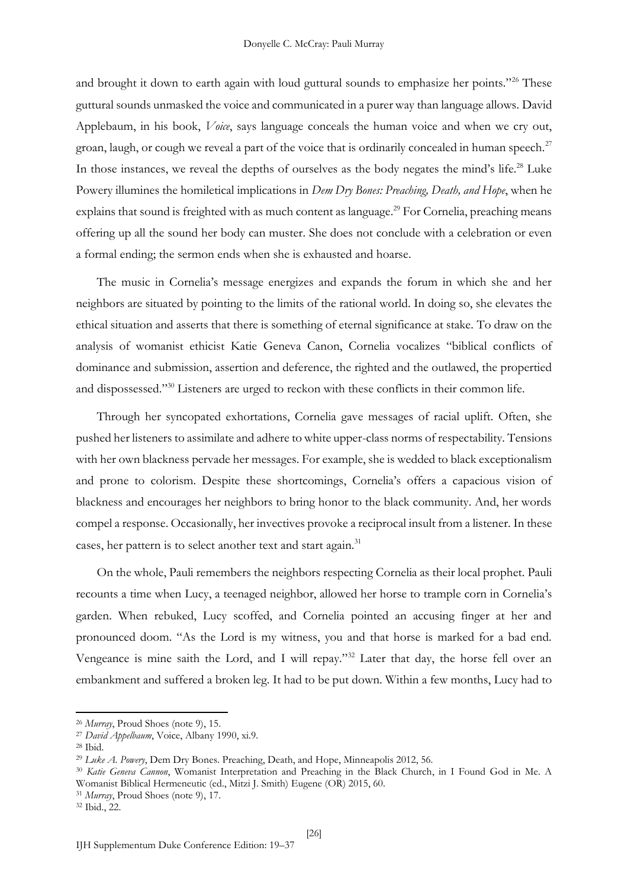and brought it down to earth again with loud guttural sounds to emphasize her points."[26] These guttural sounds unmasked the voice and communicated in a purer way than language allows. David Applebaum, in his book, *Voice*, says language conceals the human voice and when we cry out, groan, laugh, or cough we reveal a part of the voice that is ordinarily concealed in human speech.[27] In those instances, we reveal the depths of ourselves as the body negates the mind's life.[28] Luke Powery illumines the homiletical implications in *Dem Dry Bones: Preaching, Death, and Hope*, when he explains that sound is freighted with as much content as language.[29] For Cornelia, preaching means offering up all the sound her body can muster. She does not conclude with a celebration or even a formal ending; the sermon ends when she is exhausted and hoarse.

The music in Cornelia's message energizes and expands the forum in which she and her neighbors are situated by pointing to the limits of the rational world. In doing so, she elevates the ethical situation and asserts that there is something of eternal significance at stake. To draw on the analysis of womanist ethicist Katie Geneva Canon, Cornelia vocalizes "biblical conflicts of dominance and submission, assertion and deference, the righted and the outlawed, the propertied and dispossessed."[30] Listeners are urged to reckon with these conflicts in their common life.

Through her syncopated exhortations, Cornelia gave messages of racial uplift. Often, she pushed her listeners to assimilate and adhere to white upper-class norms of respectability. Tensions with her own blackness pervade her messages. For example, she is wedded to black exceptionalism and prone to colorism. Despite these shortcomings, Cornelia's offers a capacious vision of blackness and encourages her neighbors to bring honor to the black community. And, her words compel a response. Occasionally, her invectives provoke a reciprocal insult from a listener. In these cases, her pattern is to select another text and start again.[31]

On the whole, Pauli remembers the neighbors respecting Cornelia as their local prophet. Pauli recounts a time when Lucy, a teenaged neighbor, allowed her horse to trample corn in Cornelia's garden. When rebuked, Lucy scoffed, and Cornelia pointed an accusing finger at her and pronounced doom. "As the Lord is my witness, you and that horse is marked for a bad end. Vengeance is mine saith the Lord, and I will repay."[32] Later that day, the horse fell over an embankment and suffered a broken leg. It had to be put down. Within a few months, Lucy had to

---

[26] *Murray*, Proud Shoes (note 9), 15.

[27] *David Appelbaum*, Voice, Albany 1990, xi.9.

[28] Ibid.

[29] *Luke A. Powery*, Dem Dry Bones. Preaching, Death, and Hope, Minneapolis 2012, 56.

[30] *Katie Geneva Cannon*, Womanist Interpretation and Preaching in the Black Church, in I Found God in Me. A Womanist Biblical Hermeneutic (ed., Mitzi J. Smith) Eugene (OR) 2015, 60.

[31] *Murray*, Proud Shoes (note 9), 17.

[32] Ibid., 22.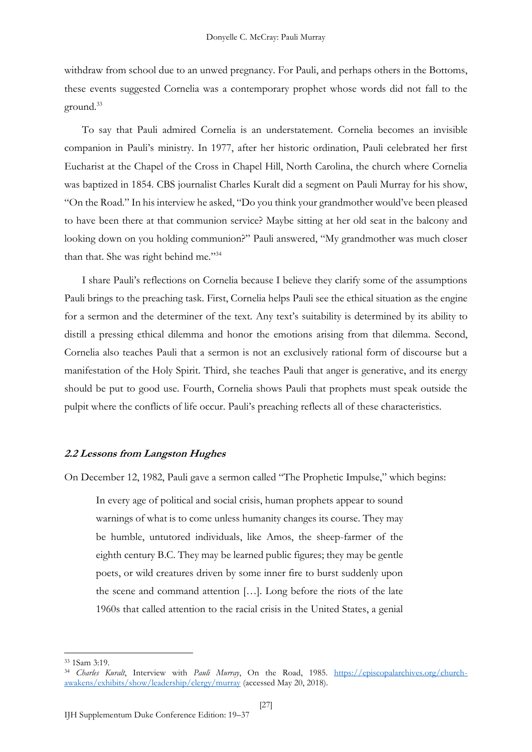withdraw from school due to an unwed pregnancy. For Pauli, and perhaps others in the Bottoms, these events suggested Cornelia was a contemporary prophet whose words did not fall to the ground.[33]

To say that Pauli admired Cornelia is an understatement. Cornelia becomes an invisible companion in Pauli's ministry. In 1977, after her historic ordination, Pauli celebrated her first Eucharist at the Chapel of the Cross in Chapel Hill, North Carolina, the church where Cornelia was baptized in 1854. CBS journalist Charles Kuralt did a segment on Pauli Murray for his show, "On the Road." In his interview he asked, "Do you think your grandmother would've been pleased to have been there at that communion service? Maybe sitting at her old seat in the balcony and looking down on you holding communion?" Pauli answered, "My grandmother was much closer than that. She was right behind me."[34]

I share Pauli's reflections on Cornelia because I believe they clarify some of the assumptions Pauli brings to the preaching task. First, Cornelia helps Pauli see the ethical situation as the engine for a sermon and the determiner of the text. Any text's suitability is determined by its ability to distill a pressing ethical dilemma and honor the emotions arising from that dilemma. Second, Cornelia also teaches Pauli that a sermon is not an exclusively rational form of discourse but a manifestation of the Holy Spirit. Third, she teaches Pauli that anger is generative, and its energy should be put to good use. Fourth, Cornelia shows Pauli that prophets must speak outside the pulpit where the conflicts of life occur. Pauli's preaching reflects all of these characteristics.

### *2.2 Lessons from Langston Hughes*

On December 12, 1982, Pauli gave a sermon called "The Prophetic Impulse," which begins:

> In every age of political and social crisis, human prophets appear to sound warnings of what is to come unless humanity changes its course. They may be humble, untutored individuals, like Amos, the sheep-farmer of the eighth century B.C. They may be learned public figures; they may be gentle poets, or wild creatures driven by some inner fire to burst suddenly upon the scene and command attention […]. Long before the riots of the late 1960s that called attention to the racial crisis in the United States, a genial

---

[33] 1Sam 3:19.

[34] *Charles Kuralt*, Interview with *Pauli Murray*, On the Road, 1985. https://episcopalarchives.org/church-awakens/exhibits/show/leadership/clergy/murray (accessed May 20, 2018).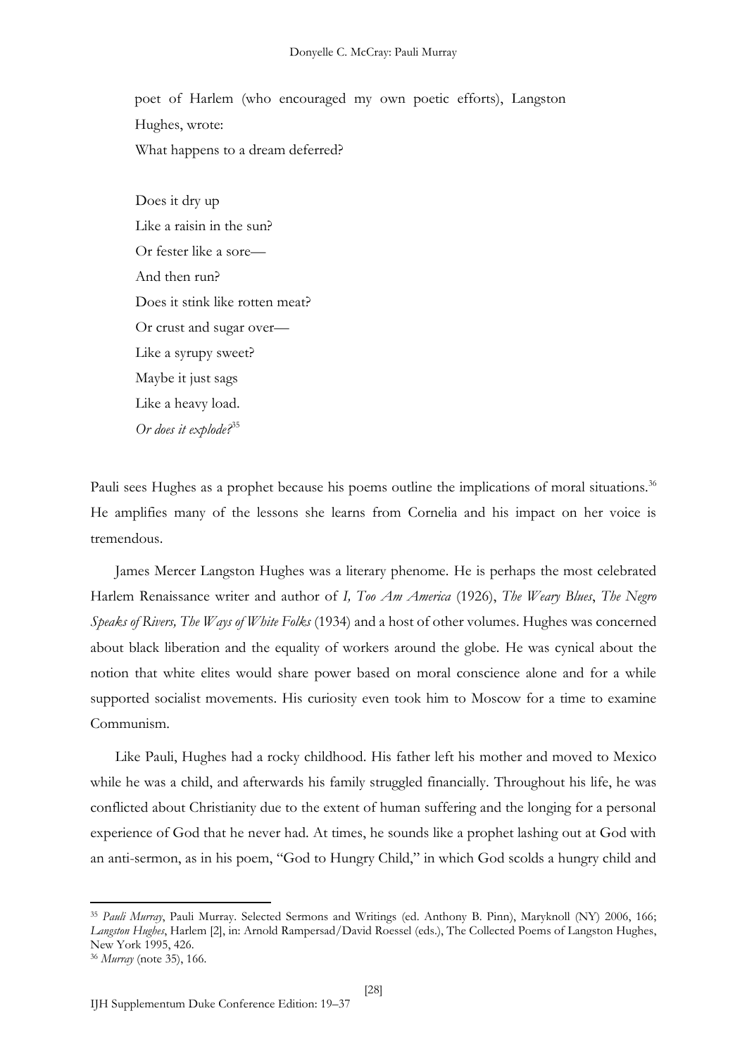poet of Harlem (who encouraged my own poetic efforts), Langston Hughes, wrote:

What happens to a dream deferred?

Does it dry up  
Like a raisin in the sun?  
Or fester like a sore—  
And then run?  
Does it stink like rotten meat?  
Or crust and sugar over—  
Like a syrupy sweet?  
Maybe it just sags  
Like a heavy load.  
*Or does it explode?*[35]

Pauli sees Hughes as a prophet because his poems outline the implications of moral situations.[36] He amplifies many of the lessons she learns from Cornelia and his impact on her voice is tremendous.

James Mercer Langston Hughes was a literary phenome. He is perhaps the most celebrated Harlem Renaissance writer and author of *I, Too Am America* (1926), *The Weary Blues*, *The Negro Speaks of Rivers, The Ways of White Folks* (1934) and a host of other volumes. Hughes was concerned about black liberation and the equality of workers around the globe. He was cynical about the notion that white elites would share power based on moral conscience alone and for a while supported socialist movements. His curiosity even took him to Moscow for a time to examine Communism.

Like Pauli, Hughes had a rocky childhood. His father left his mother and moved to Mexico while he was a child, and afterwards his family struggled financially. Throughout his life, he was conflicted about Christianity due to the extent of human suffering and the longing for a personal experience of God that he never had. At times, he sounds like a prophet lashing out at God with an anti-sermon, as in his poem, "God to Hungry Child," in which God scolds a hungry child and

---

[35] *Pauli Murray*, Pauli Murray. Selected Sermons and Writings (ed. Anthony B. Pinn), Maryknoll (NY) 2006, 166; *Langston Hughes*, Harlem [2], in: Arnold Rampersad/David Roessel (eds.), The Collected Poems of Langston Hughes, New York 1995, 426.

[36] *Murray* (note 35), 166.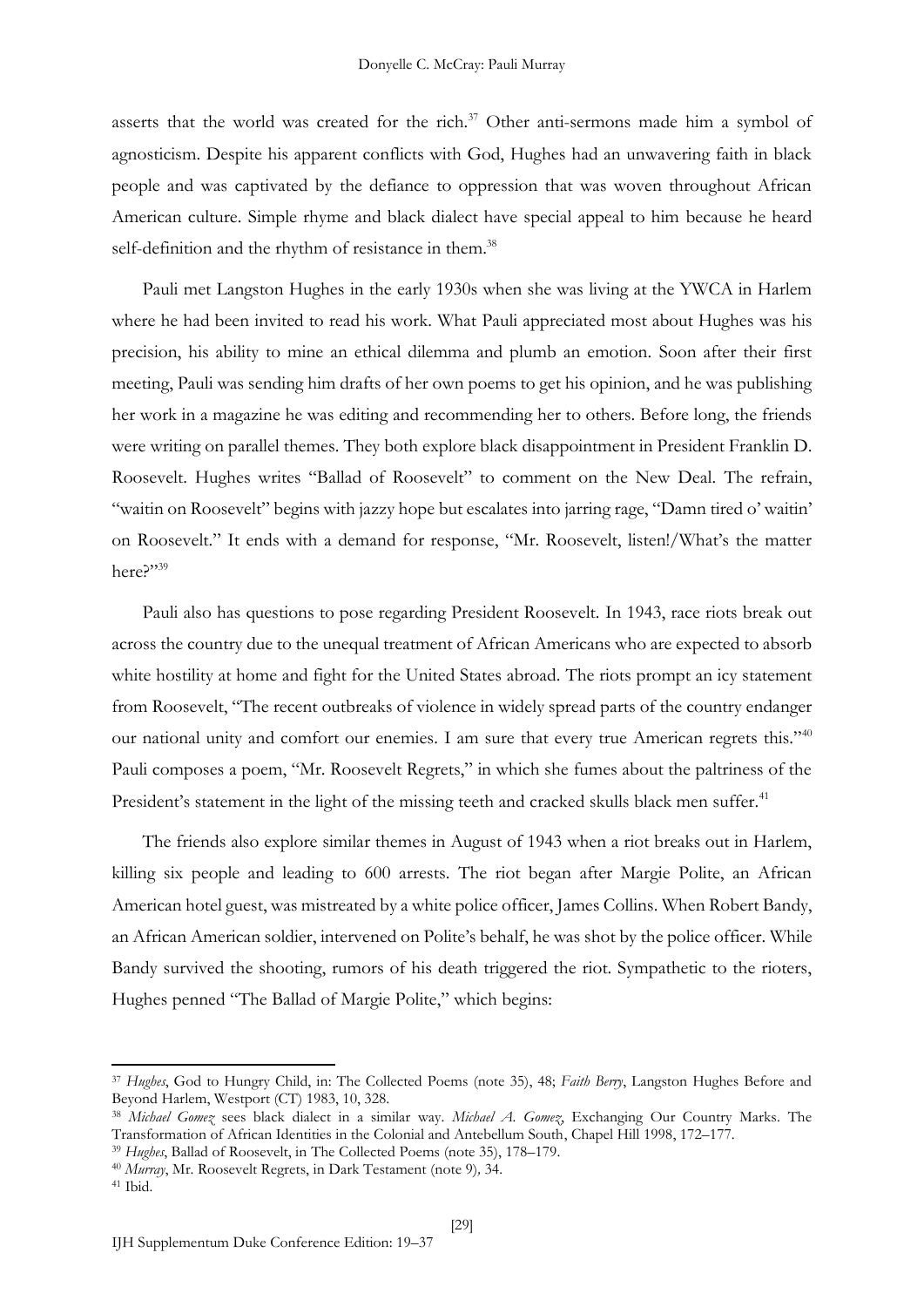asserts that the world was created for the rich.[37] Other anti-sermons made him a symbol of agnosticism. Despite his apparent conflicts with God, Hughes had an unwavering faith in black people and was captivated by the defiance to oppression that was woven throughout African American culture. Simple rhyme and black dialect have special appeal to him because he heard self-definition and the rhythm of resistance in them.[38]

Pauli met Langston Hughes in the early 1930s when she was living at the YWCA in Harlem where he had been invited to read his work. What Pauli appreciated most about Hughes was his precision, his ability to mine an ethical dilemma and plumb an emotion. Soon after their first meeting, Pauli was sending him drafts of her own poems to get his opinion, and he was publishing her work in a magazine he was editing and recommending her to others. Before long, the friends were writing on parallel themes. They both explore black disappointment in President Franklin D. Roosevelt. Hughes writes "Ballad of Roosevelt" to comment on the New Deal. The refrain, "waitin on Roosevelt" begins with jazzy hope but escalates into jarring rage, "Damn tired o' waitin' on Roosevelt." It ends with a demand for response, "Mr. Roosevelt, listen!/What's the matter here?"[39]

Pauli also has questions to pose regarding President Roosevelt. In 1943, race riots break out across the country due to the unequal treatment of African Americans who are expected to absorb white hostility at home and fight for the United States abroad. The riots prompt an icy statement from Roosevelt, "The recent outbreaks of violence in widely spread parts of the country endanger our national unity and comfort our enemies. I am sure that every true American regrets this."[40] Pauli composes a poem, "Mr. Roosevelt Regrets," in which she fumes about the paltriness of the President's statement in the light of the missing teeth and cracked skulls black men suffer.[41]

The friends also explore similar themes in August of 1943 when a riot breaks out in Harlem, killing six people and leading to 600 arrests. The riot began after Margie Polite, an African American hotel guest, was mistreated by a white police officer, James Collins. When Robert Bandy, an African American soldier, intervened on Polite's behalf, he was shot by the police officer. While Bandy survived the shooting, rumors of his death triggered the riot. Sympathetic to the rioters, Hughes penned "The Ballad of Margie Polite," which begins:

---

[37] *Hughes*, God to Hungry Child, in: The Collected Poems (note 35), 48; *Faith Berry*, Langston Hughes Before and Beyond Harlem, Westport (CT) 1983, 10, 328.

[38] *Michael Gomez* sees black dialect in a similar way. *Michael A. Gomez*, Exchanging Our Country Marks. The Transformation of African Identities in the Colonial and Antebellum South, Chapel Hill 1998, 172–177.

[39] *Hughes*, Ballad of Roosevelt, in The Collected Poems (note 35), 178–179.

[40] *Murray*, Mr. Roosevelt Regrets, in Dark Testament (note 9), 34.

[41] Ibid.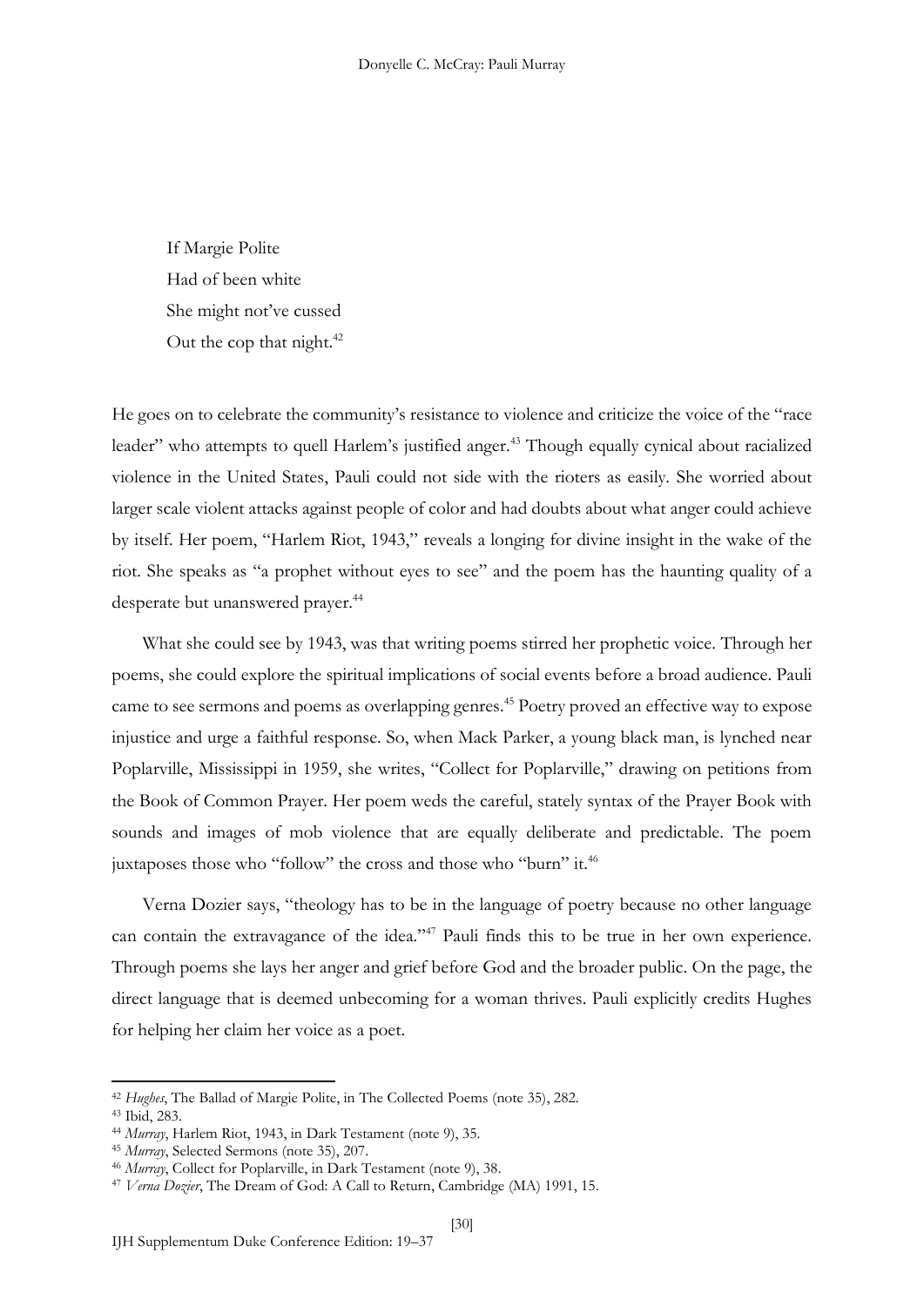> If Margie Polite
> Had of been white
> She might not've cussed
> Out the cop that night.[42]

He goes on to celebrate the community's resistance to violence and criticize the voice of the "race leader" who attempts to quell Harlem's justified anger.[43] Though equally cynical about racialized violence in the United States, Pauli could not side with the rioters as easily. She worried about larger scale violent attacks against people of color and had doubts about what anger could achieve by itself. Her poem, "Harlem Riot, 1943," reveals a longing for divine insight in the wake of the riot. She speaks as "a prophet without eyes to see" and the poem has the haunting quality of a desperate but unanswered prayer.[44]

What she could see by 1943, was that writing poems stirred her prophetic voice. Through her poems, she could explore the spiritual implications of social events before a broad audience. Pauli came to see sermons and poems as overlapping genres.[45] Poetry proved an effective way to expose injustice and urge a faithful response. So, when Mack Parker, a young black man, is lynched near Poplarville, Mississippi in 1959, she writes, "Collect for Poplarville," drawing on petitions from the Book of Common Prayer. Her poem weds the careful, stately syntax of the Prayer Book with sounds and images of mob violence that are equally deliberate and predictable. The poem juxtaposes those who "follow" the cross and those who "burn" it.[46]

Verna Dozier says, "theology has to be in the language of poetry because no other language can contain the extravagance of the idea."[47] Pauli finds this to be true in her own experience. Through poems she lays her anger and grief before God and the broader public. On the page, the direct language that is deemed unbecoming for a woman thrives. Pauli explicitly credits Hughes for helping her claim her voice as a poet.

---

[42] *Hughes*, The Ballad of Margie Polite, in The Collected Poems (note 35), 282.

[43] Ibid, 283.

[44] *Murray*, Harlem Riot, 1943, in Dark Testament (note 9), 35.

[45] *Murray*, Selected Sermons (note 35), 207.

[46] *Murray*, Collect for Poplarville, in Dark Testament (note 9), 38.

[47] *Verna Dozier*, The Dream of God: A Call to Return, Cambridge (MA) 1991, 15.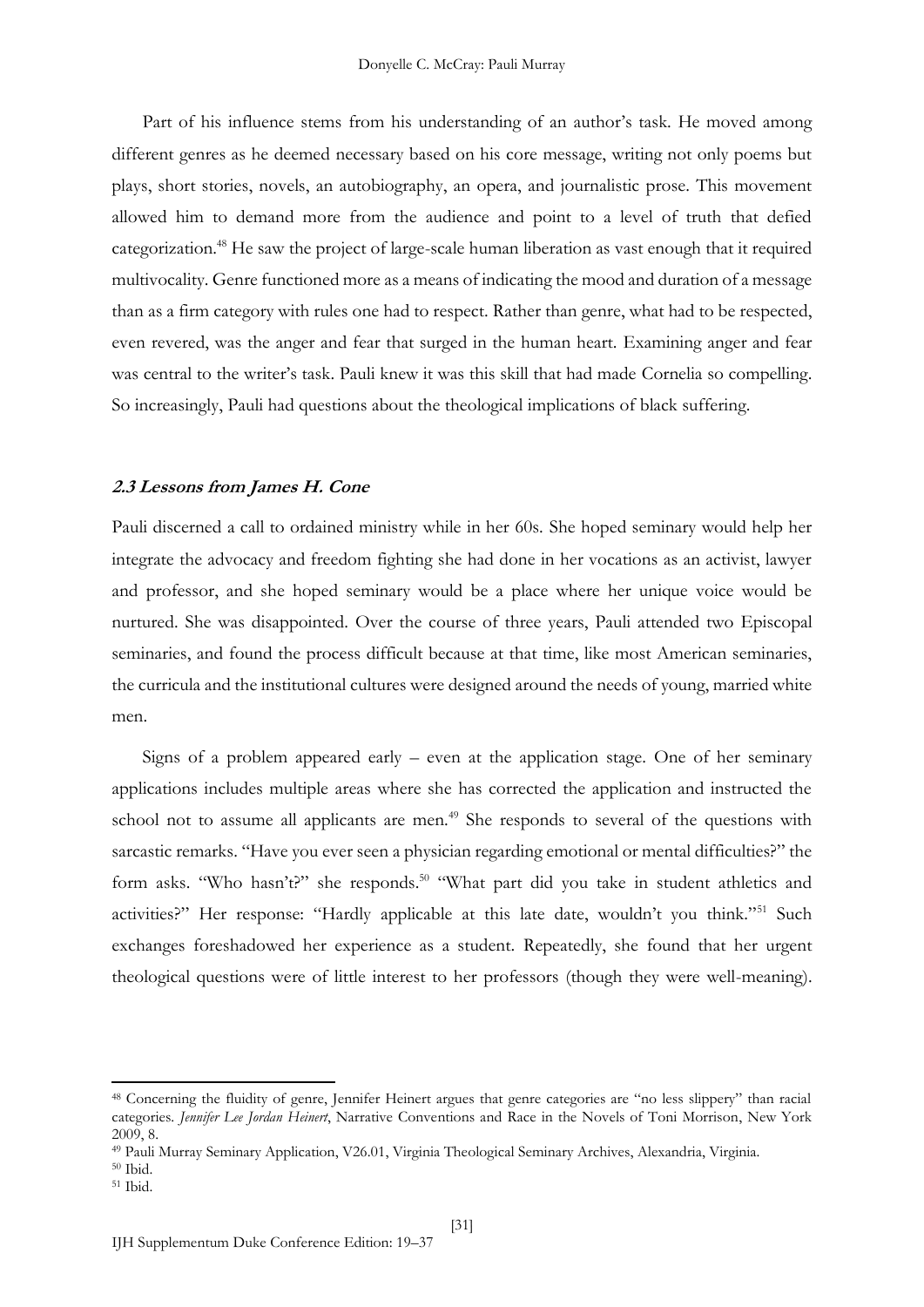Part of his influence stems from his understanding of an author's task. He moved among different genres as he deemed necessary based on his core message, writing not only poems but plays, short stories, novels, an autobiography, an opera, and journalistic prose. This movement allowed him to demand more from the audience and point to a level of truth that defied categorization.[48] He saw the project of large-scale human liberation as vast enough that it required multivocality. Genre functioned more as a means of indicating the mood and duration of a message than as a firm category with rules one had to respect. Rather than genre, what had to be respected, even revered, was the anger and fear that surged in the human heart. Examining anger and fear was central to the writer's task. Pauli knew it was this skill that had made Cornelia so compelling. So increasingly, Pauli had questions about the theological implications of black suffering.

### 2.3 Lessons from James H. Cone

Pauli discerned a call to ordained ministry while in her 60s. She hoped seminary would help her integrate the advocacy and freedom fighting she had done in her vocations as an activist, lawyer and professor, and she hoped seminary would be a place where her unique voice would be nurtured. She was disappointed. Over the course of three years, Pauli attended two Episcopal seminaries, and found the process difficult because at that time, like most American seminaries, the curricula and the institutional cultures were designed around the needs of young, married white men.

Signs of a problem appeared early – even at the application stage. One of her seminary applications includes multiple areas where she has corrected the application and instructed the school not to assume all applicants are men.[49] She responds to several of the questions with sarcastic remarks. "Have you ever seen a physician regarding emotional or mental difficulties?" the form asks. "Who hasn't?" she responds.[50] "What part did you take in student athletics and activities?" Her response: "Hardly applicable at this late date, wouldn't you think."[51] Such exchanges foreshadowed her experience as a student. Repeatedly, she found that her urgent theological questions were of little interest to her professors (though they were well-meaning).

---

[48] Concerning the fluidity of genre, Jennifer Heinert argues that genre categories are "no less slippery" than racial categories. *Jennifer Lee Jordan Heinert*, Narrative Conventions and Race in the Novels of Toni Morrison, New York 2009, 8.

[49] Pauli Murray Seminary Application, V26.01, Virginia Theological Seminary Archives, Alexandria, Virginia.

[50] Ibid.

[51] Ibid.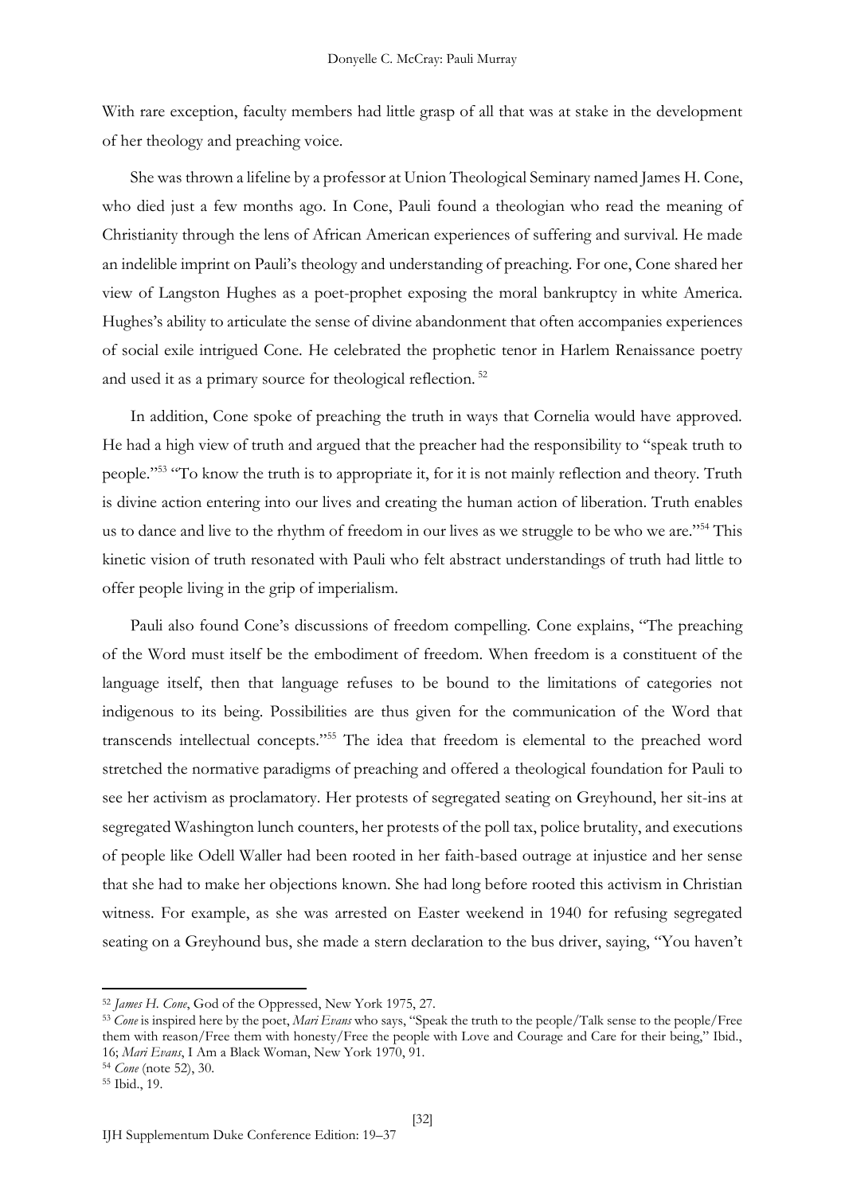With rare exception, faculty members had little grasp of all that was at stake in the development of her theology and preaching voice.

She was thrown a lifeline by a professor at Union Theological Seminary named James H. Cone, who died just a few months ago. In Cone, Pauli found a theologian who read the meaning of Christianity through the lens of African American experiences of suffering and survival. He made an indelible imprint on Pauli's theology and understanding of preaching. For one, Cone shared her view of Langston Hughes as a poet-prophet exposing the moral bankruptcy in white America. Hughes's ability to articulate the sense of divine abandonment that often accompanies experiences of social exile intrigued Cone. He celebrated the prophetic tenor in Harlem Renaissance poetry and used it as a primary source for theological reflection. [52]

In addition, Cone spoke of preaching the truth in ways that Cornelia would have approved. He had a high view of truth and argued that the preacher had the responsibility to "speak truth to people."[53] "To know the truth is to appropriate it, for it is not mainly reflection and theory. Truth is divine action entering into our lives and creating the human action of liberation. Truth enables us to dance and live to the rhythm of freedom in our lives as we struggle to be who we are."[54] This kinetic vision of truth resonated with Pauli who felt abstract understandings of truth had little to offer people living in the grip of imperialism.

Pauli also found Cone's discussions of freedom compelling. Cone explains, "The preaching of the Word must itself be the embodiment of freedom. When freedom is a constituent of the language itself, then that language refuses to be bound to the limitations of categories not indigenous to its being. Possibilities are thus given for the communication of the Word that transcends intellectual concepts."[55] The idea that freedom is elemental to the preached word stretched the normative paradigms of preaching and offered a theological foundation for Pauli to see her activism as proclamatory. Her protests of segregated seating on Greyhound, her sit-ins at segregated Washington lunch counters, her protests of the poll tax, police brutality, and executions of people like Odell Waller had been rooted in her faith-based outrage at injustice and her sense that she had to make her objections known. She had long before rooted this activism in Christian witness. For example, as she was arrested on Easter weekend in 1940 for refusing segregated seating on a Greyhound bus, she made a stern declaration to the bus driver, saying, "You haven't

---

[52] *James H. Cone*, God of the Oppressed, New York 1975, 27.

[53] *Cone* is inspired here by the poet, *Mari Evans* who says, "Speak the truth to the people/Talk sense to the people/Free them with reason/Free them with honesty/Free the people with Love and Courage and Care for their being," Ibid., 16; *Mari Evans*, I Am a Black Woman, New York 1970, 91.

[54] *Cone* (note 52), 30.

[55] Ibid., 19.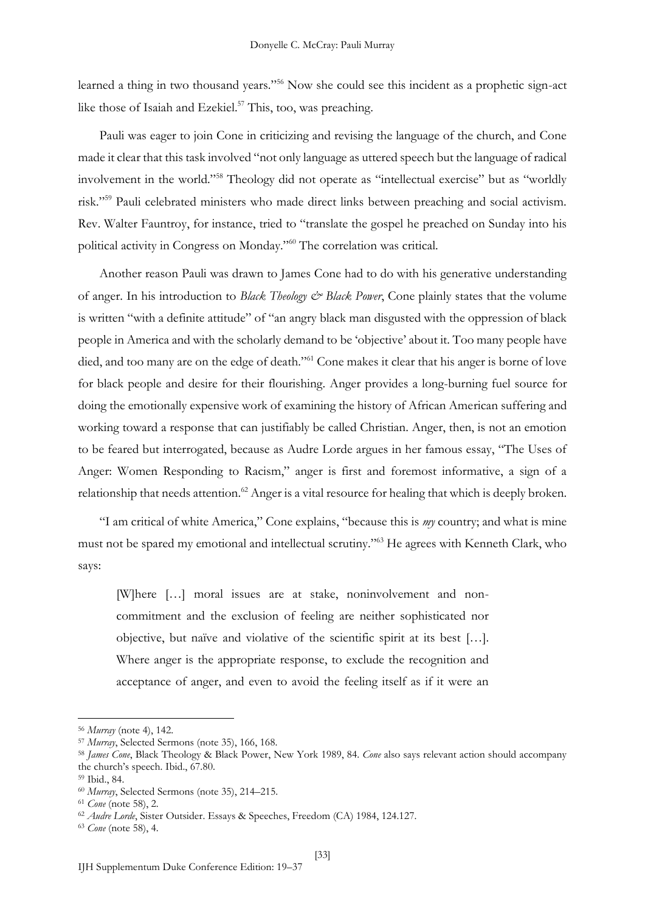learned a thing in two thousand years."[56] Now she could see this incident as a prophetic sign-act like those of Isaiah and Ezekiel.[57] This, too, was preaching.

Pauli was eager to join Cone in criticizing and revising the language of the church, and Cone made it clear that this task involved "not only language as uttered speech but the language of radical involvement in the world."[58] Theology did not operate as "intellectual exercise" but as "worldly risk."[59] Pauli celebrated ministers who made direct links between preaching and social activism. Rev. Walter Fauntroy, for instance, tried to "translate the gospel he preached on Sunday into his political activity in Congress on Monday."[60] The correlation was critical.

Another reason Pauli was drawn to James Cone had to do with his generative understanding of anger. In his introduction to *Black Theology & Black Power*, Cone plainly states that the volume is written "with a definite attitude" of "an angry black man disgusted with the oppression of black people in America and with the scholarly demand to be 'objective' about it. Too many people have died, and too many are on the edge of death."[61] Cone makes it clear that his anger is borne of love for black people and desire for their flourishing. Anger provides a long-burning fuel source for doing the emotionally expensive work of examining the history of African American suffering and working toward a response that can justifiably be called Christian. Anger, then, is not an emotion to be feared but interrogated, because as Audre Lorde argues in her famous essay, "The Uses of Anger: Women Responding to Racism," anger is first and foremost informative, a sign of a relationship that needs attention.[62] Anger is a vital resource for healing that which is deeply broken.

"I am critical of white America," Cone explains, "because this is *my* country; and what is mine must not be spared my emotional and intellectual scrutiny."[63] He agrees with Kenneth Clark, who says:

> [W]here […] moral issues are at stake, noninvolvement and non-commitment and the exclusion of feeling are neither sophisticated nor objective, but naïve and violative of the scientific spirit at its best […]. Where anger is the appropriate response, to exclude the recognition and acceptance of anger, and even to avoid the feeling itself as if it were an

---

[56] *Murray* (note 4), 142.
[57] *Murray*, Selected Sermons (note 35), 166, 168.
[58] *James Cone*, Black Theology & Black Power, New York 1989, 84. *Cone* also says relevant action should accompany the church's speech. Ibid., 67.80.
[59] Ibid., 84.
[60] *Murray*, Selected Sermons (note 35), 214–215.
[61] *Cone* (note 58), 2.
[62] *Audre Lorde*, Sister Outsider. Essays & Speeches, Freedom (CA) 1984, 124.127.
[63] *Cone* (note 58), 4.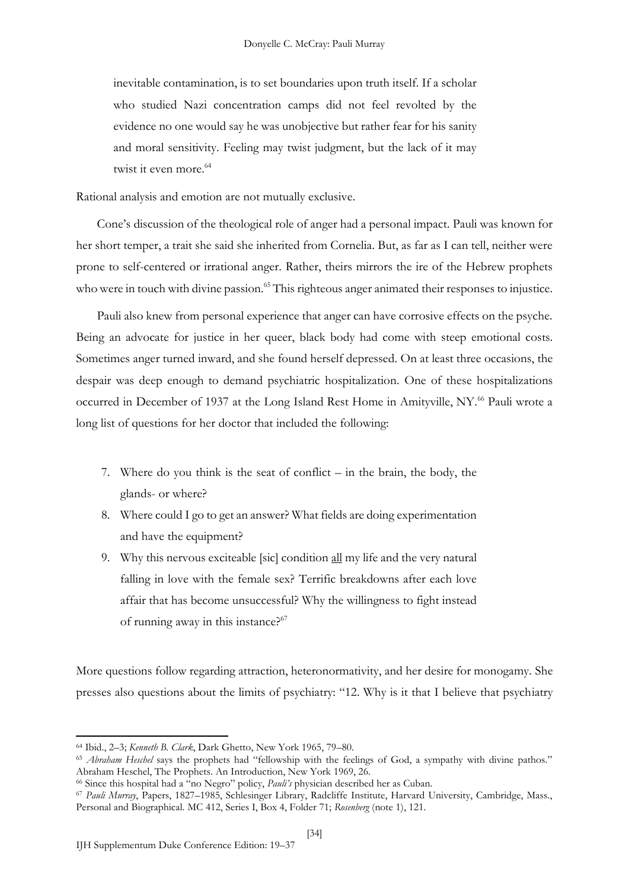> inevitable contamination, is to set boundaries upon truth itself. If a scholar who studied Nazi concentration camps did not feel revolted by the evidence no one would say he was unobjective but rather fear for his sanity and moral sensitivity. Feeling may twist judgment, but the lack of it may twist it even more.[64]

Rational analysis and emotion are not mutually exclusive.

Cone's discussion of the theological role of anger had a personal impact. Pauli was known for her short temper, a trait she said she inherited from Cornelia. But, as far as I can tell, neither were prone to self-centered or irrational anger. Rather, theirs mirrors the ire of the Hebrew prophets who were in touch with divine passion.[65] This righteous anger animated their responses to injustice.

Pauli also knew from personal experience that anger can have corrosive effects on the psyche. Being an advocate for justice in her queer, black body had come with steep emotional costs. Sometimes anger turned inward, and she found herself depressed. On at least three occasions, the despair was deep enough to demand psychiatric hospitalization. One of these hospitalizations occurred in December of 1937 at the Long Island Rest Home in Amityville, NY.[66] Pauli wrote a long list of questions for her doctor that included the following:

> 7. Where do you think is the seat of conflict – in the brain, the body, the glands- or where?
> 8. Where could I go to get an answer? What fields are doing experimentation and have the equipment?
> 9. Why this nervous exciteable [sic] condition <u>all</u> my life and the very natural falling in love with the female sex? Terrific breakdowns after each love affair that has become unsuccessful? Why the willingness to fight instead of running away in this instance?[67]

More questions follow regarding attraction, heteronormativity, and her desire for monogamy. She presses also questions about the limits of psychiatry: "12. Why is it that I believe that psychiatry

---

[64] Ibid., 2–3; *Kenneth B. Clark*, Dark Ghetto, New York 1965, 79–80.

[65] *Abraham Heschel* says the prophets had "fellowship with the feelings of God, a sympathy with divine pathos." Abraham Heschel, The Prophets. An Introduction, New York 1969, 26.

[66] Since this hospital had a "no Negro" policy, *Pauli's* physician described her as Cuban.

[67] *Pauli Murray*, Papers, 1827–1985, Schlesinger Library, Radcliffe Institute, Harvard University, Cambridge, Mass., Personal and Biographical. MC 412, Series I, Box 4, Folder 71; *Rosenberg* (note 1), 121.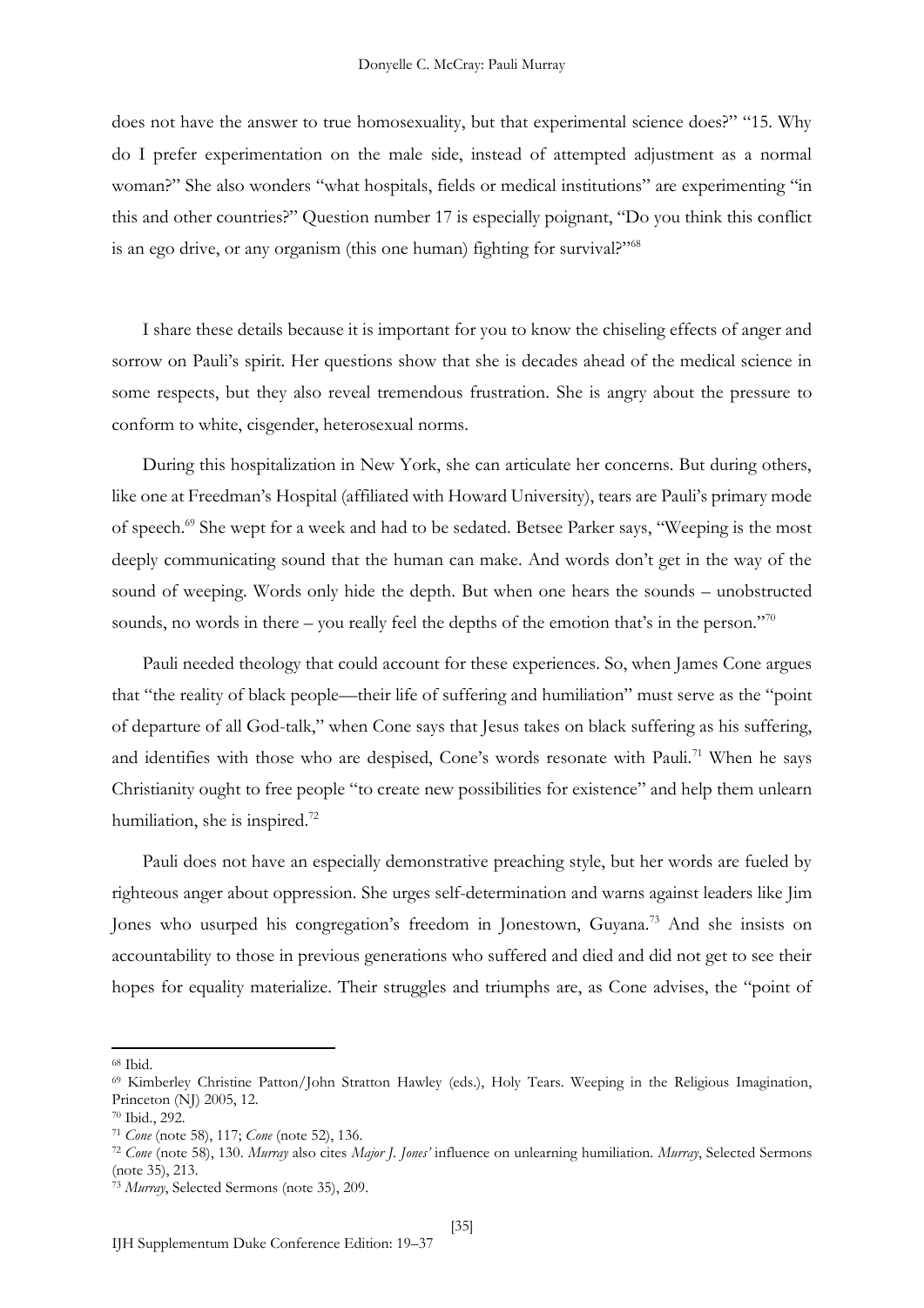does not have the answer to true homosexuality, but that experimental science does?" "15. Why do I prefer experimentation on the male side, instead of attempted adjustment as a normal woman?" She also wonders "what hospitals, fields or medical institutions" are experimenting "in this and other countries?" Question number 17 is especially poignant, "Do you think this conflict is an ego drive, or any organism (this one human) fighting for survival?"[68]

I share these details because it is important for you to know the chiseling effects of anger and sorrow on Pauli's spirit. Her questions show that she is decades ahead of the medical science in some respects, but they also reveal tremendous frustration. She is angry about the pressure to conform to white, cisgender, heterosexual norms.

During this hospitalization in New York, she can articulate her concerns. But during others, like one at Freedman's Hospital (affiliated with Howard University), tears are Pauli's primary mode of speech.[69] She wept for a week and had to be sedated. Betsee Parker says, "Weeping is the most deeply communicating sound that the human can make. And words don't get in the way of the sound of weeping. Words only hide the depth. But when one hears the sounds – unobstructed sounds, no words in there – you really feel the depths of the emotion that's in the person."[70]

Pauli needed theology that could account for these experiences. So, when James Cone argues that "the reality of black people—their life of suffering and humiliation" must serve as the "point of departure of all God-talk," when Cone says that Jesus takes on black suffering as his suffering, and identifies with those who are despised, Cone's words resonate with Pauli.[71] When he says Christianity ought to free people "to create new possibilities for existence" and help them unlearn humiliation, she is inspired.[72]

Pauli does not have an especially demonstrative preaching style, but her words are fueled by righteous anger about oppression. She urges self-determination and warns against leaders like Jim Jones who usurped his congregation's freedom in Jonestown, Guyana.[73] And she insists on accountability to those in previous generations who suffered and died and did not get to see their hopes for equality materialize. Their struggles and triumphs are, as Cone advises, the "point of

---

[68] Ibid.

[69] Kimberley Christine Patton/John Stratton Hawley (eds.), Holy Tears. Weeping in the Religious Imagination, Princeton (NJ) 2005, 12.

[70] Ibid., 292.

[71] *Cone* (note 58), 117; *Cone* (note 52), 136.

[72] *Cone* (note 58), 130. *Murray* also cites *Major J. Jones'* influence on unlearning humiliation. *Murray*, Selected Sermons (note 35), 213.

[73] *Murray*, Selected Sermons (note 35), 209.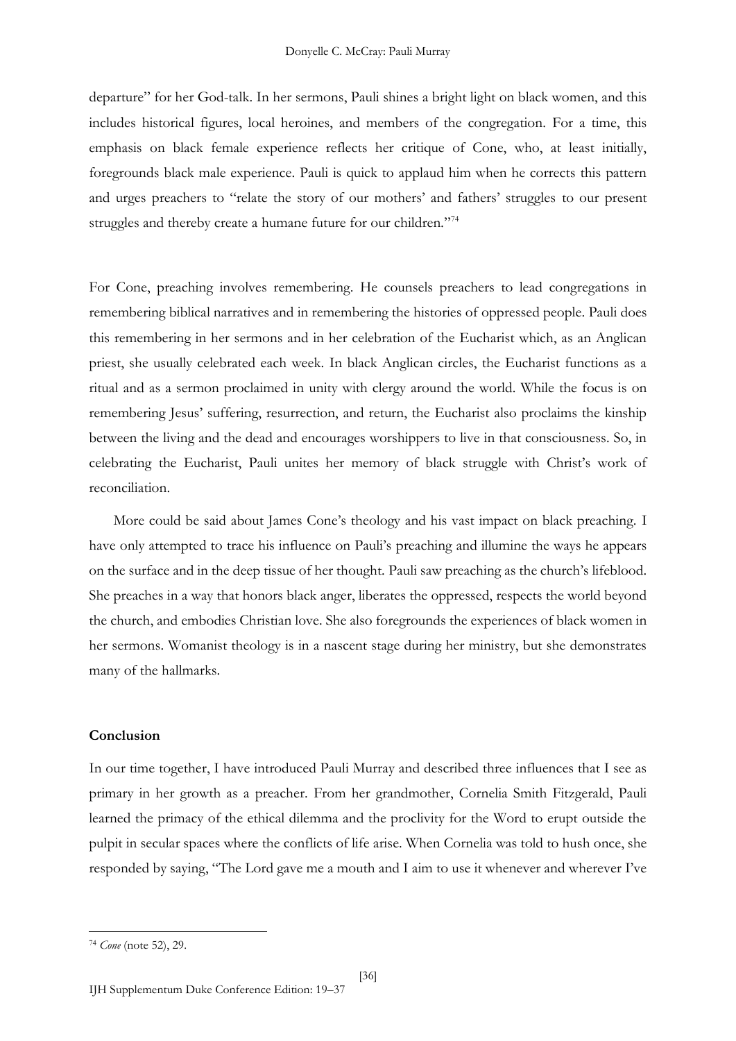departure" for her God-talk. In her sermons, Pauli shines a bright light on black women, and this includes historical figures, local heroines, and members of the congregation. For a time, this emphasis on black female experience reflects her critique of Cone, who, at least initially, foregrounds black male experience. Pauli is quick to applaud him when he corrects this pattern and urges preachers to "relate the story of our mothers' and fathers' struggles to our present struggles and thereby create a humane future for our children."[74]

For Cone, preaching involves remembering. He counsels preachers to lead congregations in remembering biblical narratives and in remembering the histories of oppressed people. Pauli does this remembering in her sermons and in her celebration of the Eucharist which, as an Anglican priest, she usually celebrated each week. In black Anglican circles, the Eucharist functions as a ritual and as a sermon proclaimed in unity with clergy around the world. While the focus is on remembering Jesus' suffering, resurrection, and return, the Eucharist also proclaims the kinship between the living and the dead and encourages worshippers to live in that consciousness. So, in celebrating the Eucharist, Pauli unites her memory of black struggle with Christ's work of reconciliation.

More could be said about James Cone's theology and his vast impact on black preaching. I have only attempted to trace his influence on Pauli's preaching and illumine the ways he appears on the surface and in the deep tissue of her thought. Pauli saw preaching as the church's lifeblood. She preaches in a way that honors black anger, liberates the oppressed, respects the world beyond the church, and embodies Christian love. She also foregrounds the experiences of black women in her sermons. Womanist theology is in a nascent stage during her ministry, but she demonstrates many of the hallmarks.

**Conclusion**

In our time together, I have introduced Pauli Murray and described three influences that I see as primary in her growth as a preacher. From her grandmother, Cornelia Smith Fitzgerald, Pauli learned the primacy of the ethical dilemma and the proclivity for the Word to erupt outside the pulpit in secular spaces where the conflicts of life arise. When Cornelia was told to hush once, she responded by saying, "The Lord gave me a mouth and I aim to use it whenever and wherever I've

[74] *Cone* (note 52), 29.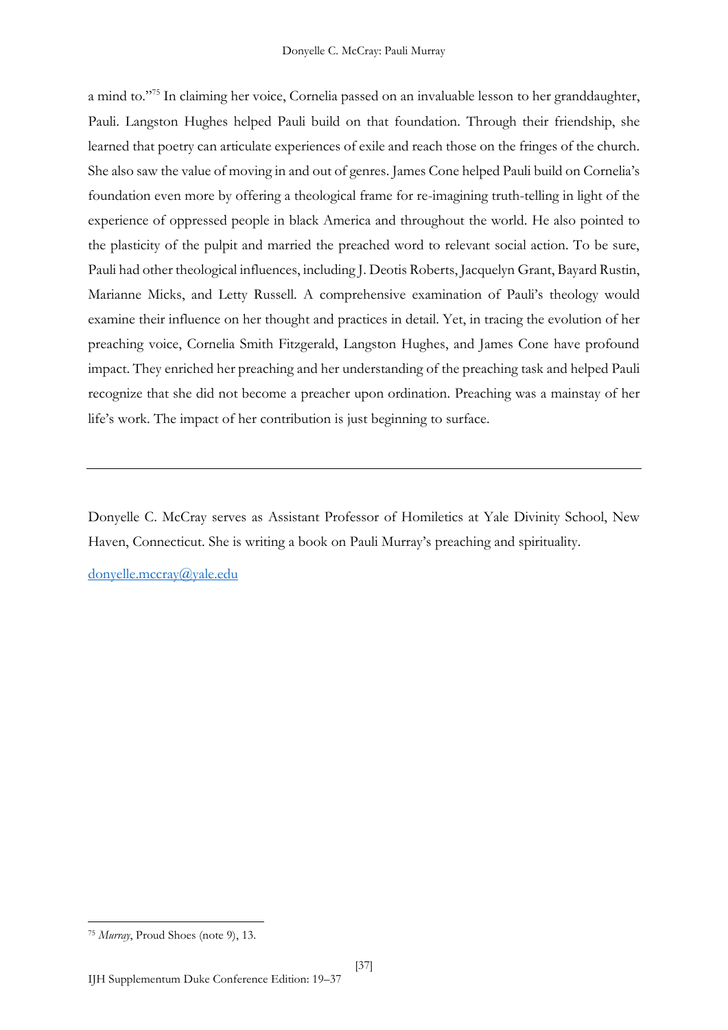a mind to."[75] In claiming her voice, Cornelia passed on an invaluable lesson to her granddaughter, Pauli. Langston Hughes helped Pauli build on that foundation. Through their friendship, she learned that poetry can articulate experiences of exile and reach those on the fringes of the church. She also saw the value of moving in and out of genres. James Cone helped Pauli build on Cornelia's foundation even more by offering a theological frame for re-imagining truth-telling in light of the experience of oppressed people in black America and throughout the world. He also pointed to the plasticity of the pulpit and married the preached word to relevant social action. To be sure, Pauli had other theological influences, including J. Deotis Roberts, Jacquelyn Grant, Bayard Rustin, Marianne Micks, and Letty Russell. A comprehensive examination of Pauli's theology would examine their influence on her thought and practices in detail. Yet, in tracing the evolution of her preaching voice, Cornelia Smith Fitzgerald, Langston Hughes, and James Cone have profound impact. They enriched her preaching and her understanding of the preaching task and helped Pauli recognize that she did not become a preacher upon ordination. Preaching was a mainstay of her life's work. The impact of her contribution is just beginning to surface.

---

Donyelle C. McCray serves as Assistant Professor of Homiletics at Yale Divinity School, New Haven, Connecticut. She is writing a book on Pauli Murray's preaching and spirituality.

donyelle.mccray@yale.edu

---

[75] *Murray*, Proud Shoes (note 9), 13.